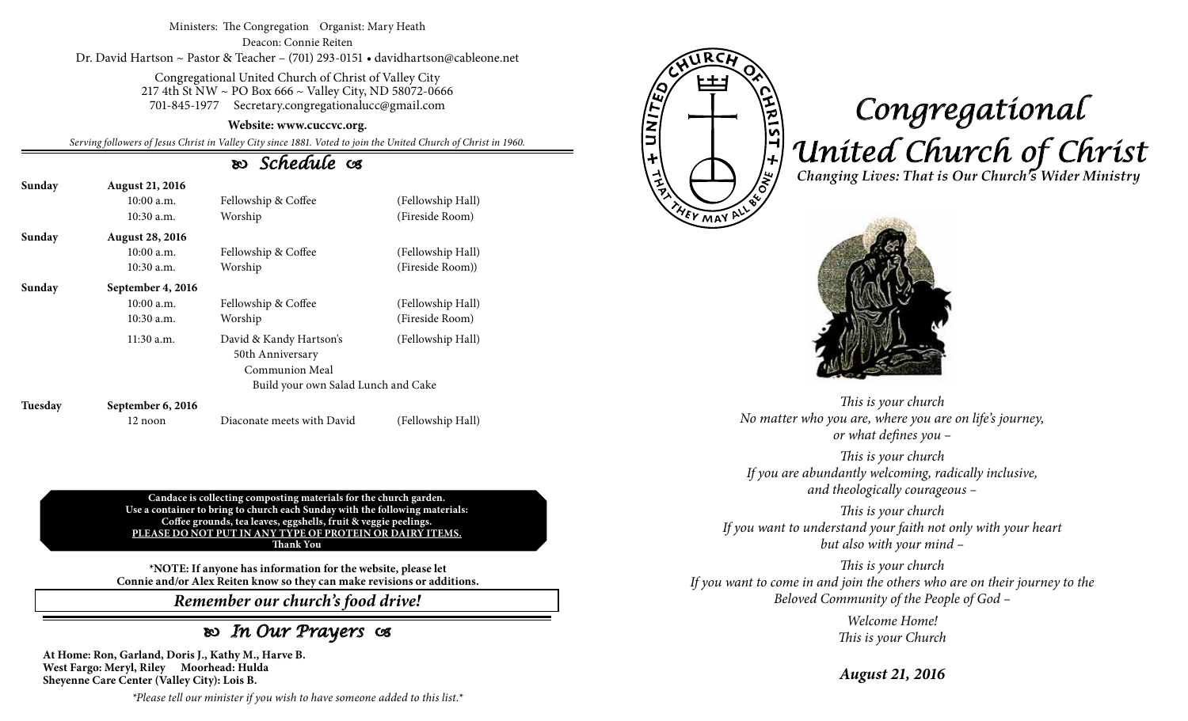Ministers: The Congregation Organist: Mary Heath

Deacon: Connie Reiten

Dr. David Hartson ~ Pastor & Teacher – (701) 293-0151 • davidhartson@cableone.net

Congregational United Church of Christ of Valley City
217 4th St NW ~ PO Box 666 ~ Valley City, ND 58072-0666
701-845-1977 Secretary.congregationalucc@gmail.com

**Website: www.cuccvc.org.**

*Serving followers of Jesus Christ in Valley City since 1881. Voted to join the United Church of Christ in 1960.*

## *Schedule*

| | | | |
|---|---|---|---|
| **Sunday** | **August 21, 2016** | | |
| | 10:00 a.m. | Fellowship & Coffee | (Fellowship Hall) |
| | 10:30 a.m. | Worship | (Fireside Room) |
| **Sunday** | **August 28, 2016** | | |
| | 10:00 a.m. | Fellowship & Coffee | (Fellowship Hall) |
| | 10:30 a.m. | Worship | (Fireside Room)) |
| **Sunday** | **September 4, 2016** | | |
| | 10:00 a.m. | Fellowship & Coffee | (Fellowship Hall) |
| | 10:30 a.m. | Worship | (Fireside Room) |
| | 11:30 a.m. | David & Kandy Hartson's 50th Anniversary Communion Meal Build your own Salad Lunch and Cake | (Fellowship Hall) |
| **Tuesday** | **September 6, 2016** | | |
| | 12 noon | Diaconate meets with David | (Fellowship Hall) |

**Candace is collecting composting materials for the church garden.**
**Use a container to bring to church each Sunday with the following materials:**
**Coffee grounds, tea leaves, eggshells, fruit & veggie peelings.**
**PLEASE DO NOT PUT IN ANY TYPE OF PROTEIN OR DAIRY ITEMS.**
**Thank You**

**\*NOTE: If anyone has information for the website, please let Connie and/or Alex Reiten know so they can make revisions or additions.**

***Remember our church's food drive!***

## *In Our Prayers*

**At Home: Ron, Garland, Doris J., Kathy M., Harve B.**
**West Fargo: Meryl, Riley Moorhead: Hulda**
**Sheyenne Care Center (Valley City): Lois B.**

*\*Please tell our minister if you wish to have someone added to this list.\**

# *Congregational United Church of Christ*

***Changing Lives: That is Our Church's Wider Ministry***

*This is your church*
*No matter who you are, where you are on life's journey, or what defines you –*

*This is your church*
*If you are abundantly welcoming, radically inclusive, and theologically courageous –*

*This is your church*
*If you want to understand your faith not only with your heart but also with your mind –*

*This is your church*
*If you want to come in and join the others who are on their journey to the Beloved Community of the People of God –*

*Welcome Home!*
*This is your Church*

***August 21, 2016***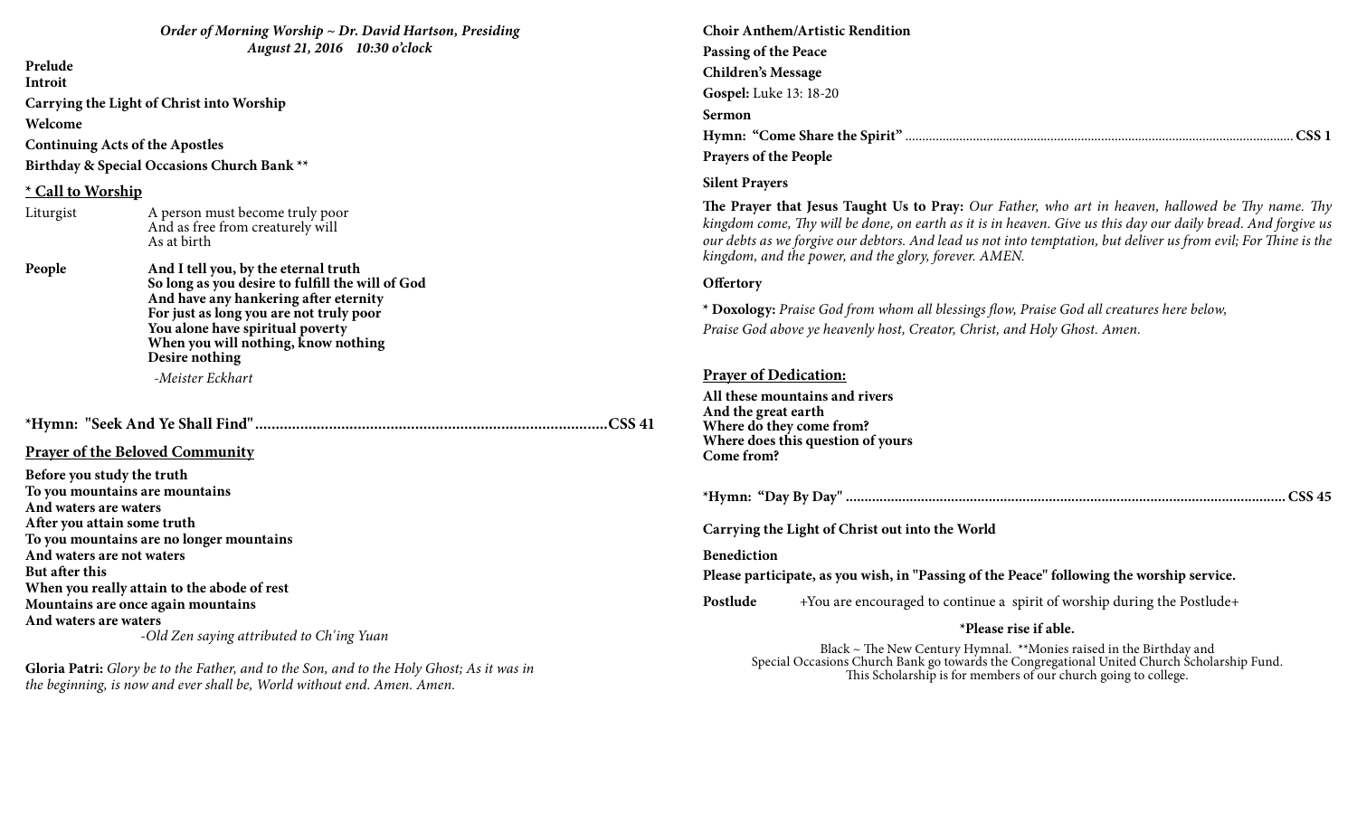*Order of Morning Worship ~ Dr. David Hartson, Presiding*
*August 21, 2016 10:30 o'clock*

**Prelude**

**Introit**

**Carrying the Light of Christ into Worship**

**Welcome**

**Continuing Acts of the Apostles**

**Birthday & Special Occasions Church Bank \*\***

## * Call to Worship

Liturgist — A person must become truly poor
And as free from creaturely will
As at birth

**People — And I tell you, by the eternal truth**
**So long as you desire to fulfill the will of God**
**And have any hankering after eternity**
**For just as long you are not truly poor**
**You alone have spiritual poverty**
**When you will nothing, know nothing**
**Desire nothing**

*-Meister Eckhart*

**\*Hymn: "Seek And Ye Shall Find" ..... CSS 41**

## Prayer of the Beloved Community

**Before you study the truth**
**To you mountains are mountains**
**And waters are waters**
**After you attain some truth**
**To you mountains are no longer mountains**
**And waters are not waters**
**But after this**
**When you really attain to the abode of rest**
**Mountains are once again mountains**
**And waters are waters**

*-Old Zen saying attributed to Ch'ing Yuan*

**Gloria Patri:** *Glory be to the Father, and to the Son, and to the Holy Ghost; As it was in the beginning, is now and ever shall be, World without end. Amen. Amen.*

**Choir Anthem/Artistic Rendition**

**Passing of the Peace**

**Children's Message**

**Gospel:** Luke 13: 18-20

**Sermon**

**Hymn: "Come Share the Spirit" ..... CSS 1**

**Prayers of the People**

**Silent Prayers**

**The Prayer that Jesus Taught Us to Pray:** *Our Father, who art in heaven, hallowed be Thy name. Thy kingdom come, Thy will be done, on earth as it is in heaven. Give us this day our daily bread. And forgive us our debts as we forgive our debtors. And lead us not into temptation, but deliver us from evil; For Thine is the kingdom, and the power, and the glory, forever. AMEN.*

**Offertory**

\* **Doxology:** *Praise God from whom all blessings flow, Praise God all creatures here below, Praise God above ye heavenly host, Creator, Christ, and Holy Ghost. Amen.*

## Prayer of Dedication:

**All these mountains and rivers**
**And the great earth**
**Where do they come from?**
**Where does this question of yours**
**Come from?**

**\*Hymn: "Day By Day" ..... CSS 45**

**Carrying the Light of Christ out into the World**

**Benediction**

**Please participate, as you wish, in "Passing of the Peace" following the worship service.**

**Postlude** +You are encouraged to continue a spirit of worship during the Postlude+

**\*Please rise if able.**

Black ~ The New Century Hymnal. \*\*Monies raised in the Birthday and Special Occasions Church Bank go towards the Congregational United Church Scholarship Fund. This Scholarship is for members of our church going to college.